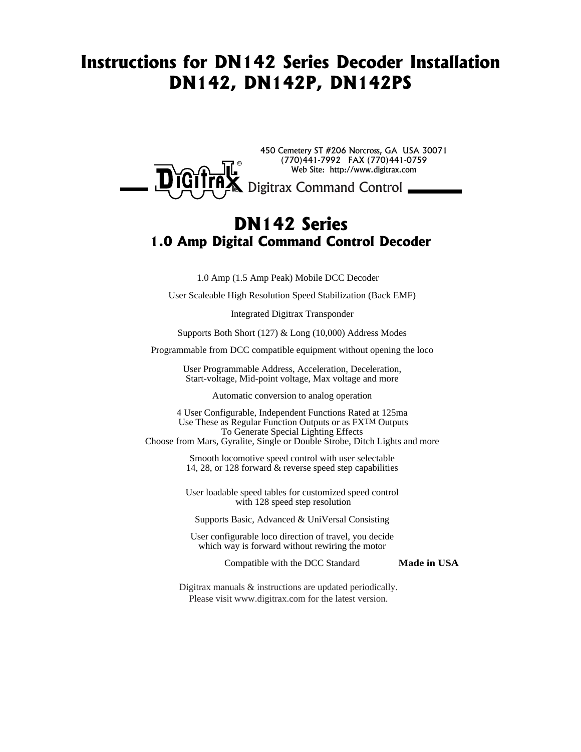# Instructions for DN142 Series Decoder Installation
# DN142, DN142P, DN142PS

450 Cemetery ST #206 Norcross, GA USA 30071
(770)441-7992 FAX (770)441-0759
Web Site: http://www.digitrax.com

Digitrax Command Control

## DN142 Series
### 1.0 Amp Digital Command Control Decoder

1.0 Amp (1.5 Amp Peak) Mobile DCC Decoder

User Scaleable High Resolution Speed Stabilization (Back EMF)

Integrated Digitrax Transponder

Supports Both Short (127) & Long (10,000) Address Modes

Programmable from DCC compatible equipment without opening the loco

User Programmable Address, Acceleration, Deceleration,
Start-voltage, Mid-point voltage, Max voltage and more

Automatic conversion to analog operation

4 User Configurable, Independent Functions Rated at 125ma
Use These as Regular Function Outputs or as FX™ Outputs
To Generate Special Lighting Effects
Choose from Mars, Gyralite, Single or Double Strobe, Ditch Lights and more

Smooth locomotive speed control with user selectable
14, 28, or 128 forward & reverse speed step capabilities

User loadable speed tables for customized speed control
with 128 speed step resolution

Supports Basic, Advanced & UniVersal Consisting

User configurable loco direction of travel, you decide
which way is forward without rewiring the motor

Compatible with the DCC Standard **Made in USA**

Digitrax manuals & instructions are updated periodically.
Please visit www.digitrax.com for the latest version.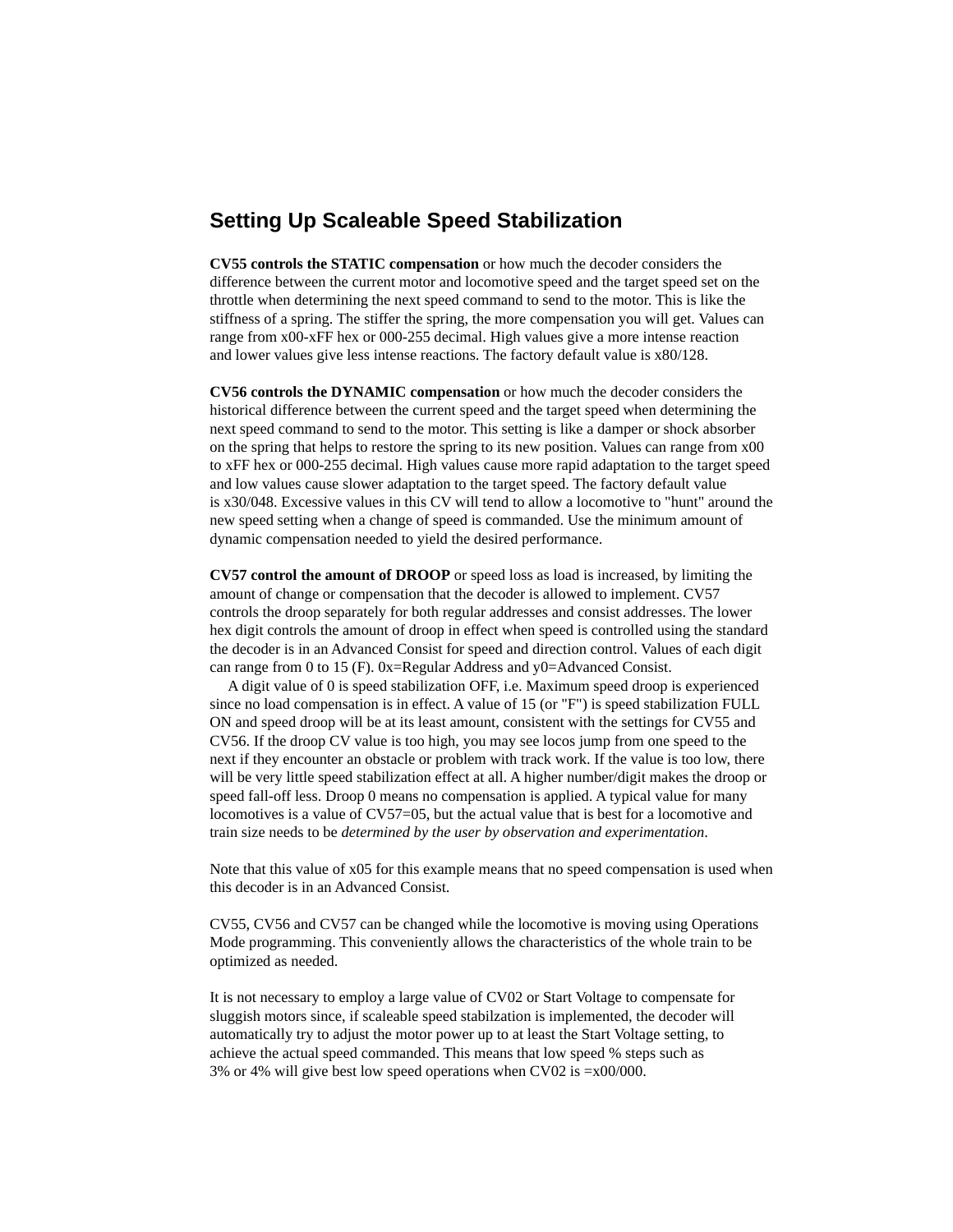## Setting Up Scaleable Speed Stabilization

**CV55 controls the STATIC compensation** or how much the decoder considers the difference between the current motor and locomotive speed and the target speed set on the throttle when determining the next speed command to send to the motor. This is like the stiffness of a spring. The stiffer the spring, the more compensation you will get. Values can range from x00-xFF hex or 000-255 decimal. High values give a more intense reaction and lower values give less intense reactions. The factory default value is x80/128.

**CV56 controls the DYNAMIC compensation** or how much the decoder considers the historical difference between the current speed and the target speed when determining the next speed command to send to the motor. This setting is like a damper or shock absorber on the spring that helps to restore the spring to its new position. Values can range from x00 to xFF hex or 000-255 decimal. High values cause more rapid adaptation to the target speed and low values cause slower adaptation to the target speed. The factory default value is x30/048. Excessive values in this CV will tend to allow a locomotive to "hunt" around the new speed setting when a change of speed is commanded. Use the minimum amount of dynamic compensation needed to yield the desired performance.

**CV57 control the amount of DROOP** or speed loss as load is increased, by limiting the amount of change or compensation that the decoder is allowed to implement. CV57 controls the droop separately for both regular addresses and consist addresses. The lower hex digit controls the amount of droop in effect when speed is controlled using the standard the decoder is in an Advanced Consist for speed and direction control. Values of each digit can range from 0 to 15 (F). 0x=Regular Address and y0=Advanced Consist.

A digit value of 0 is speed stabilization OFF, i.e. Maximum speed droop is experienced since no load compensation is in effect. A value of 15 (or "F") is speed stabilization FULL ON and speed droop will be at its least amount, consistent with the settings for CV55 and CV56. If the droop CV value is too high, you may see locos jump from one speed to the next if they encounter an obstacle or problem with track work. If the value is too low, there will be very little speed stabilization effect at all. A higher number/digit makes the droop or speed fall-off less. Droop 0 means no compensation is applied. A typical value for many locomotives is a value of CV57=05, but the actual value that is best for a locomotive and train size needs to be *determined by the user by observation and experimentation*.

Note that this value of x05 for this example means that no speed compensation is used when this decoder is in an Advanced Consist.

CV55, CV56 and CV57 can be changed while the locomotive is moving using Operations Mode programming. This conveniently allows the characteristics of the whole train to be optimized as needed.

It is not necessary to employ a large value of CV02 or Start Voltage to compensate for sluggish motors since, if scaleable speed stabilzation is implemented, the decoder will automatically try to adjust the motor power up to at least the Start Voltage setting, to achieve the actual speed commanded. This means that low speed % steps such as 3% or 4% will give best low speed operations when CV02 is =x00/000.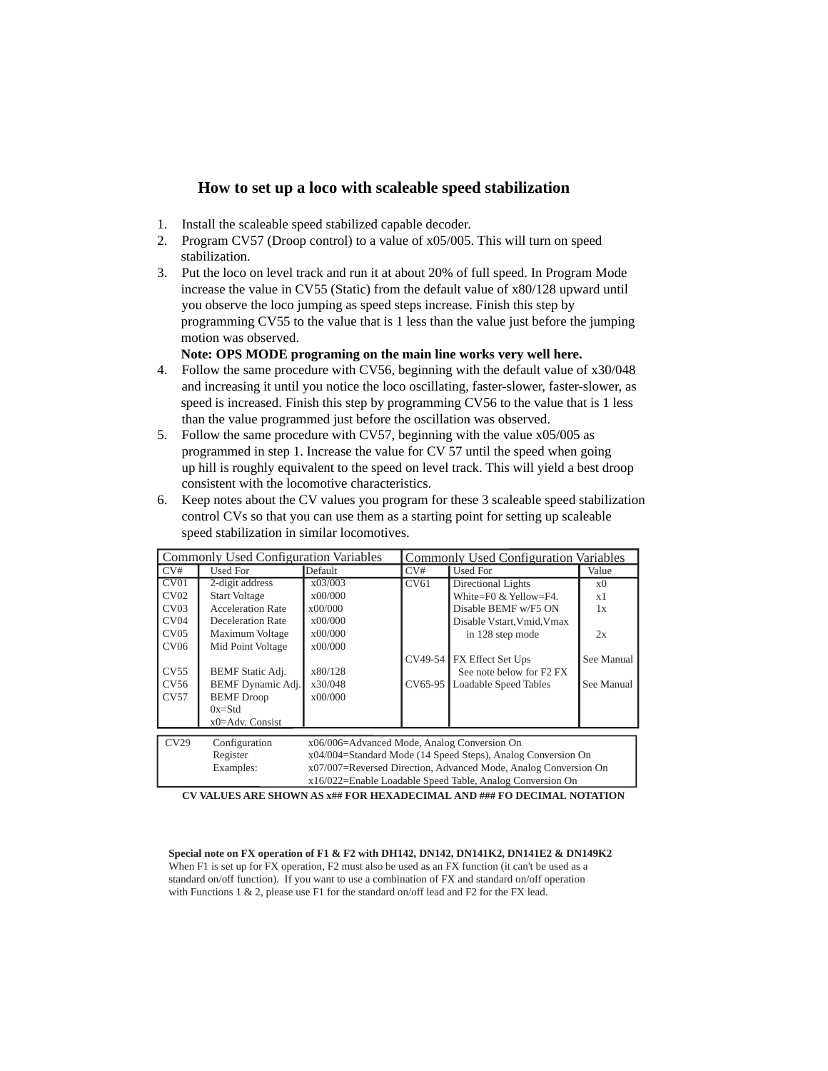## How to set up a loco with scaleable speed stabilization

1. Install the scaleable speed stabilized capable decoder.
2. Program CV57 (Droop control) to a value of x05/005. This will turn on speed stabilization.
3. Put the loco on level track and run it at about 20% of full speed. In Program Mode increase the value in CV55 (Static) from the default value of x80/128 upward until you observe the loco jumping as speed steps increase. Finish this step by programming CV55 to the value that is 1 less than the value just before the jumping motion was observed.
   **Note: OPS MODE programing on the main line works very well here.**
4. Follow the same procedure with CV56, beginning with the default value of x30/048 and increasing it until you notice the loco oscillating, faster-slower, faster-slower, as speed is increased. Finish this step by programming CV56 to the value that is 1 less than the value programmed just before the oscillation was observed.
5. Follow the same procedure with CV57, beginning with the value x05/005 as programmed in step 1. Increase the value for CV 57 until the speed when going up hill is roughly equivalent to the speed on level track. This will yield a best droop consistent with the locomotive characteristics.
6. Keep notes about the CV values you program for these 3 scaleable speed stabilization control CVs so that you can use them as a starting point for setting up scaleable speed stabilization in similar locomotives.

| Commonly Used Configuration Variables | | | Commonly Used Configuration Variables | | |
|---|---|---|---|---|---|
| CV# | Used For | Default | CV# | Used For | Value |
| CV01 | 2-digit address | x03/003 | CV61 | Directional Lights | x0 |
| CV02 | Start Voltage | x00/000 | | White=F0 & Yellow=F4. | x1 |
| CV03 | Acceleration Rate | x00/000 | | Disable BEMF w/F5 ON | 1x |
| CV04 | Deceleration Rate | x00/000 | | Disable Vstart,Vmid,Vmax | |
| CV05 | Maximum Voltage | x00/000 | | in 128 step mode | 2x |
| CV06 | Mid Point Voltage | x00/000 | | | |
| | | | CV49-54 | FX Effect Set Ups | See Manual |
| CV55 | BEMF Static Adj. | x80/128 | | See note below for F2 FX | |
| CV56 | BEMF Dynamic Adj. | x30/048 | CV65-95 | Loadable Speed Tables | See Manual |
| CV57 | BEMF Droop<br>0x=Std<br>x0=Adv. Consist | x00/000 | | | |

| CV29 | Configuration Register Examples: | |
|---|---|---|
| | | x06/006=Advanced Mode, Analog Conversion On |
| | | x04/004=Standard Mode (14 Speed Steps), Analog Conversion On |
| | | x07/007=Reversed Direction, Advanced Mode, Analog Conversion On |
| | | x16/022=Enable Loadable Speed Table, Analog Conversion On |

**CV VALUES ARE SHOWN AS x## FOR HEXADECIMAL AND ### FO DECIMAL NOTATION**

**Special note on FX operation of F1 & F2 with DH142, DN142, DN141K2, DN141E2 & DN149K2**
When F1 is set up for FX operation, F2 must also be used as an FX function (it can't be used as a standard on/off function). If you want to use a combination of FX and standard on/off operation with Functions 1 & 2, please use F1 for the standard on/off lead and F2 for the FX lead.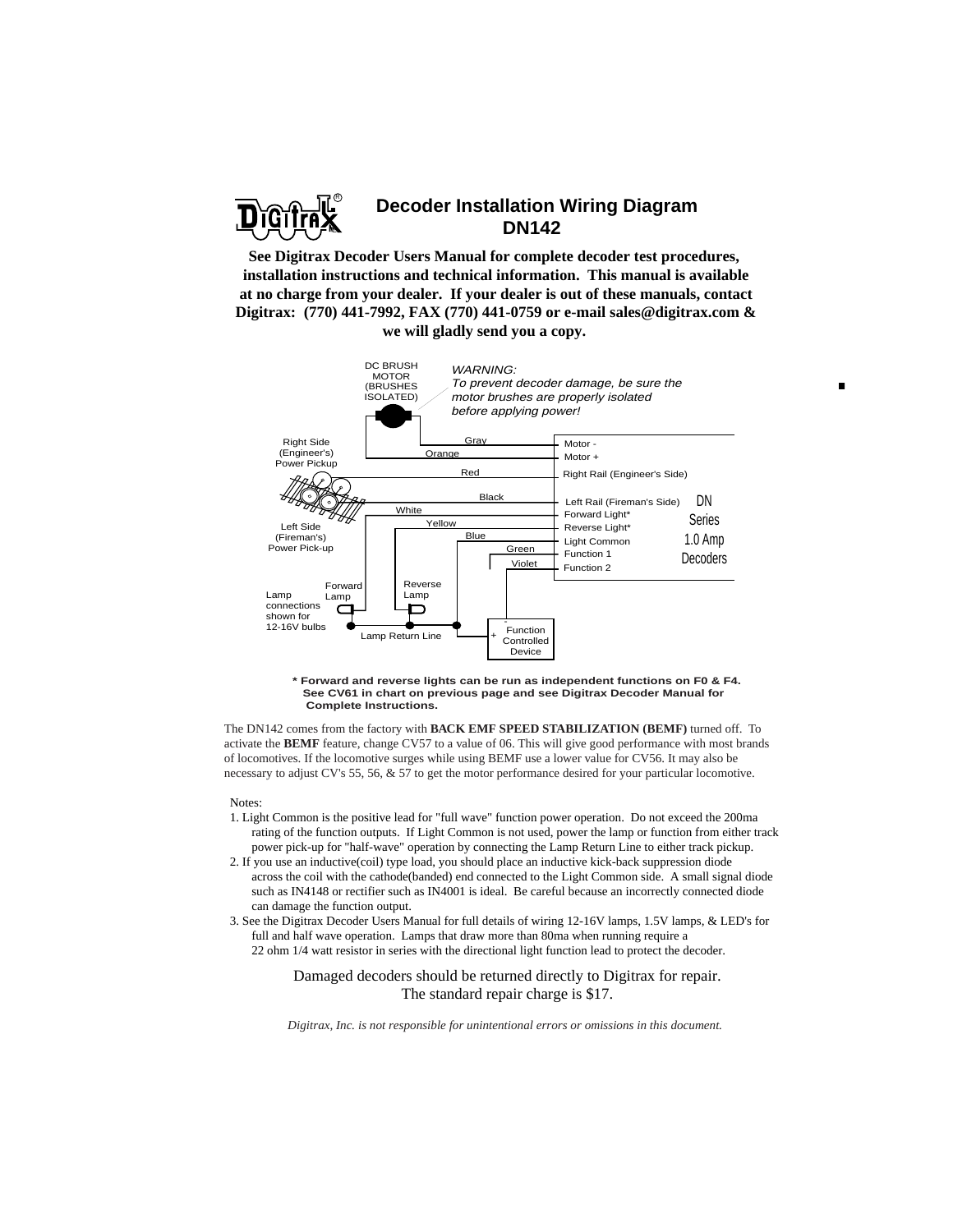# Decoder Installation Wiring Diagram
## DN142

**See Digitrax Decoder Users Manual for complete decoder test procedures, installation instructions and technical information. This manual is available at no charge from your dealer. If your dealer is out of these manuals, contact Digitrax: (770) 441-7992, FAX (770) 441-0759 or e-mail sales@digitrax.com & we will gladly send you a copy.**

DC BRUSH MOTOR (BRUSHES ISOLATED)

*WARNING: To prevent decoder damage, be sure the motor brushes are properly isolated before applying power!*

Right Side (Engineer's) Power Pickup

Left Side (Fireman's) Power Pick-up

Gray — Motor -
Orange — Motor +
Red — Right Rail (Engineer's Side)
Black — Left Rail (Fireman's Side)
White — Forward Light*
Yellow — Reverse Light*
Blue — Light Common
Green — Function 1
Violet — Function 2

DN Series 1.0 Amp Decoders

Lamp connections shown for 12-16V bulbs

Forward Lamp

Reverse Lamp

Lamp Return Line

Function Controlled Device

**\* Forward and reverse lights can be run as independent functions on F0 & F4. See CV61 in chart on previous page and see Digitrax Decoder Manual for Complete Instructions.**

The DN142 comes from the factory with **BACK EMF SPEED STABILIZATION (BEMF)** turned off. To activate the **BEMF** feature, change CV57 to a value of 06. This will give good performance with most brands of locomotives. If the locomotive surges while using BEMF use a lower value for CV56. It may also be necessary to adjust CV's 55, 56, & 57 to get the motor performance desired for your particular locomotive.

Notes:

1. Light Common is the positive lead for "full wave" function power operation. Do not exceed the 200ma rating of the function outputs. If Light Common is not used, power the lamp or function from either track power pick-up for "half-wave" operation by connecting the Lamp Return Line to either track pickup.
2. If you use an inductive(coil) type load, you should place an inductive kick-back suppression diode across the coil with the cathode(banded) end connected to the Light Common side. A small signal diode such as IN4148 or rectifier such as IN4001 is ideal. Be careful because an incorrectly connected diode can damage the function output.
3. See the Digitrax Decoder Users Manual for full details of wiring 12-16V lamps, 1.5V lamps, & LED's for full and half wave operation. Lamps that draw more than 80ma when running require a 22 ohm 1/4 watt resistor in series with the directional light function lead to protect the decoder.

Damaged decoders should be returned directly to Digitrax for repair.
The standard repair charge is $17.

*Digitrax, Inc. is not responsible for unintentional errors or omissions in this document.*